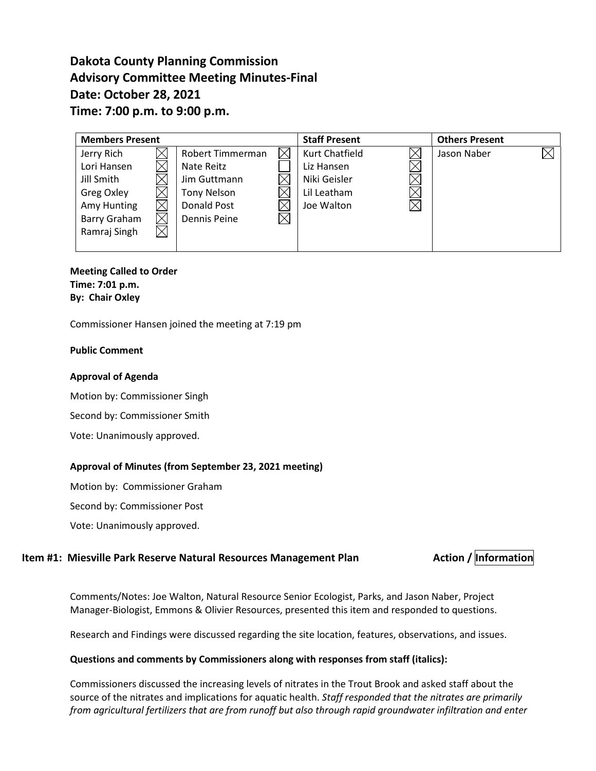# Dakota County Planning Commission
# Advisory Committee Meeting Minutes-Final
# Date: October 28, 2021
# Time: 7:00 p.m. to 9:00 p.m.

| Members Present | | | | Staff Present | | Others Present | |
|---|---|---|---|---|---|---|---|
| Jerry Rich | ☒ | Robert Timmerman | ☒ | Kurt Chatfield | ☒ | Jason Naber | ☒ |
| Lori Hansen | ☒ | Nate Reitz | ☐ | Liz Hansen | ☒ | | |
| Jill Smith | ☒ | Jim Guttmann | ☒ | Niki Geisler | ☒ | | |
| Greg Oxley | ☒ | Tony Nelson | ☒ | Lil Leatham | ☒ | | |
| Amy Hunting | ☒ | Donald Post | ☒ | Joe Walton | ☒ | | |
| Barry Graham | ☒ | Dennis Peine | ☒ | | | | |
| Ramraj Singh | ☒ | | | | | | |

**Meeting Called to Order**
**Time: 7:01 p.m.**
**By: Chair Oxley**

Commissioner Hansen joined the meeting at 7:19 pm

**Public Comment**

**Approval of Agenda**

Motion by: Commissioner Singh

Second by: Commissioner Smith

Vote: Unanimously approved.

**Approval of Minutes (from September 23, 2021 meeting)**

Motion by: Commissioner Graham

Second by: Commissioner Post

Vote: Unanimously approved.

### Item #1: Miesville Park Reserve Natural Resources Management Plan — Action / **Information**

Comments/Notes: Joe Walton, Natural Resource Senior Ecologist, Parks, and Jason Naber, Project Manager-Biologist, Emmons & Olivier Resources, presented this item and responded to questions.

Research and Findings were discussed regarding the site location, features, observations, and issues.

**Questions and comments by Commissioners along with responses from staff (italics):**

Commissioners discussed the increasing levels of nitrates in the Trout Brook and asked staff about the source of the nitrates and implications for aquatic health. *Staff responded that the nitrates are primarily from agricultural fertilizers that are from runoff but also through rapid groundwater infiltration and enter*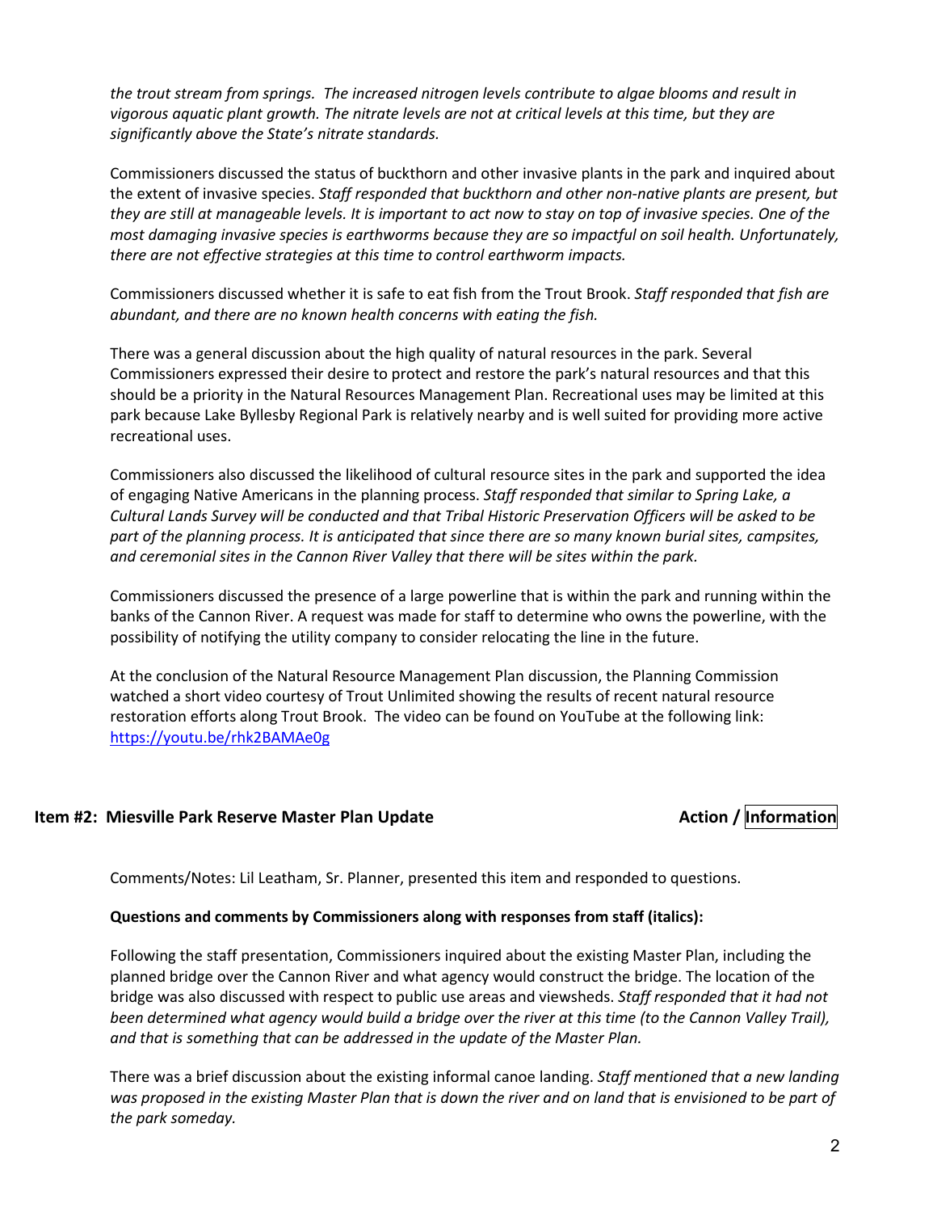*the trout stream from springs. The increased nitrogen levels contribute to algae blooms and result in vigorous aquatic plant growth. The nitrate levels are not at critical levels at this time, but they are significantly above the State's nitrate standards.*

Commissioners discussed the status of buckthorn and other invasive plants in the park and inquired about the extent of invasive species. *Staff responded that buckthorn and other non-native plants are present, but they are still at manageable levels. It is important to act now to stay on top of invasive species. One of the most damaging invasive species is earthworms because they are so impactful on soil health. Unfortunately, there are not effective strategies at this time to control earthworm impacts.*

Commissioners discussed whether it is safe to eat fish from the Trout Brook. *Staff responded that fish are abundant, and there are no known health concerns with eating the fish.*

There was a general discussion about the high quality of natural resources in the park. Several Commissioners expressed their desire to protect and restore the park's natural resources and that this should be a priority in the Natural Resources Management Plan. Recreational uses may be limited at this park because Lake Byllesby Regional Park is relatively nearby and is well suited for providing more active recreational uses.

Commissioners also discussed the likelihood of cultural resource sites in the park and supported the idea of engaging Native Americans in the planning process. *Staff responded that similar to Spring Lake, a Cultural Lands Survey will be conducted and that Tribal Historic Preservation Officers will be asked to be part of the planning process. It is anticipated that since there are so many known burial sites, campsites, and ceremonial sites in the Cannon River Valley that there will be sites within the park.*

Commissioners discussed the presence of a large powerline that is within the park and running within the banks of the Cannon River. A request was made for staff to determine who owns the powerline, with the possibility of notifying the utility company to consider relocating the line in the future.

At the conclusion of the Natural Resource Management Plan discussion, the Planning Commission watched a short video courtesy of Trout Unlimited showing the results of recent natural resource restoration efforts along Trout Brook. The video can be found on YouTube at the following link: [https://youtu.be/rhk2BAMAe0g](https://youtu.be/rhk2BAMAe0g)

## Item #2: Miesville Park Reserve Master Plan Update — Action / **Information**

Comments/Notes: Lil Leatham, Sr. Planner, presented this item and responded to questions.

**Questions and comments by Commissioners along with responses from staff (italics):**

Following the staff presentation, Commissioners inquired about the existing Master Plan, including the planned bridge over the Cannon River and what agency would construct the bridge. The location of the bridge was also discussed with respect to public use areas and viewsheds. *Staff responded that it had not been determined what agency would build a bridge over the river at this time (to the Cannon Valley Trail), and that is something that can be addressed in the update of the Master Plan.*

There was a brief discussion about the existing informal canoe landing. *Staff mentioned that a new landing was proposed in the existing Master Plan that is down the river and on land that is envisioned to be part of the park someday.*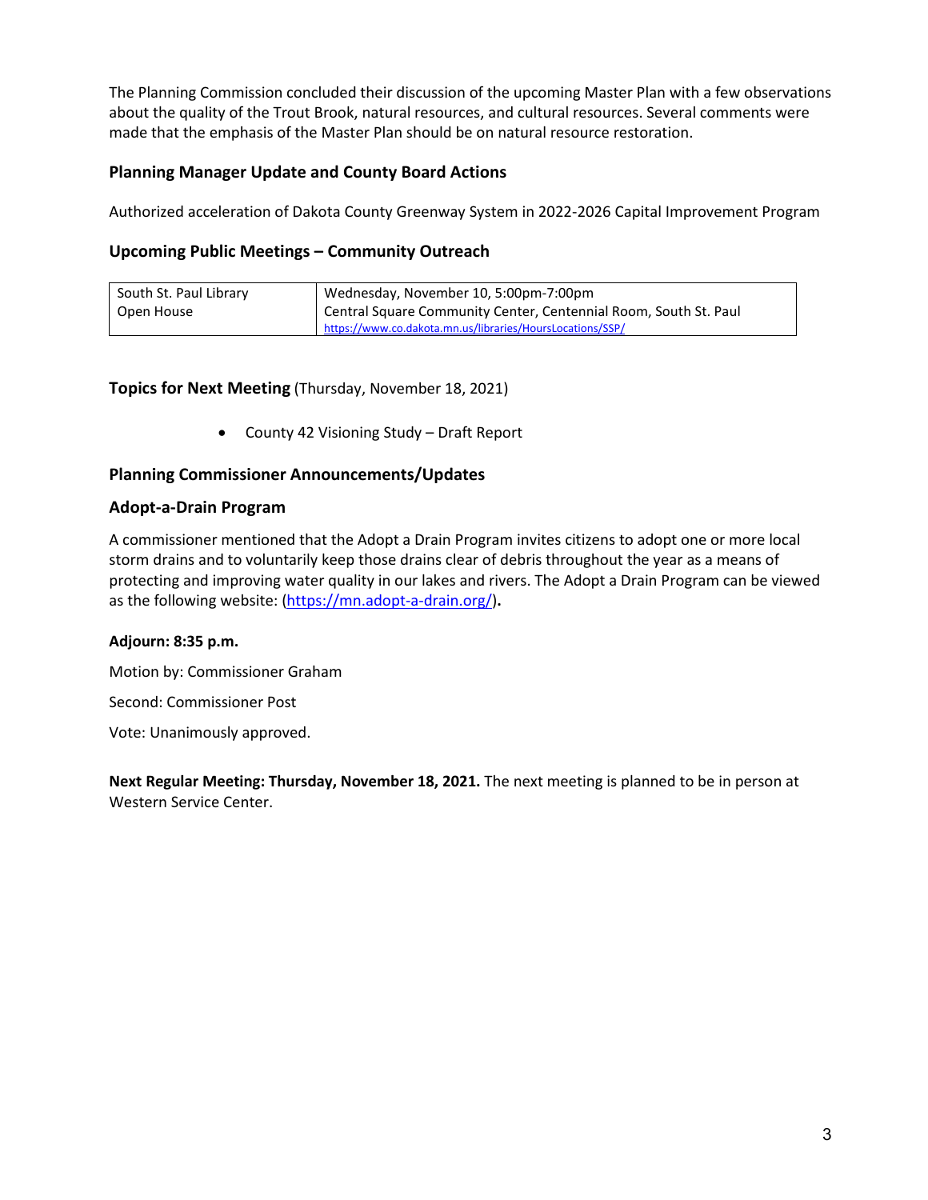The Planning Commission concluded their discussion of the upcoming Master Plan with a few observations about the quality of the Trout Brook, natural resources, and cultural resources. Several comments were made that the emphasis of the Master Plan should be on natural resource restoration.

### Planning Manager Update and County Board Actions

Authorized acceleration of Dakota County Greenway System in 2022-2026 Capital Improvement Program

### Upcoming Public Meetings – Community Outreach

| | |
|---|---|
| South St. Paul Library Open House | Wednesday, November 10, 5:00pm-7:00pm<br>Central Square Community Center, Centennial Room, South St. Paul<br>https://www.co.dakota.mn.us/libraries/HoursLocations/SSP/ |

### Topics for Next Meeting (Thursday, November 18, 2021)

- County 42 Visioning Study – Draft Report

### Planning Commissioner Announcements/Updates

### Adopt-a-Drain Program

A commissioner mentioned that the Adopt a Drain Program invites citizens to adopt one or more local storm drains and to voluntarily keep those drains clear of debris throughout the year as a means of protecting and improving water quality in our lakes and rivers. The Adopt a Drain Program can be viewed as the following website: (https://mn.adopt-a-drain.org/).

**Adjourn: 8:35 p.m.**

Motion by: Commissioner Graham

Second: Commissioner Post

Vote: Unanimously approved.

**Next Regular Meeting: Thursday, November 18, 2021.** The next meeting is planned to be in person at Western Service Center.